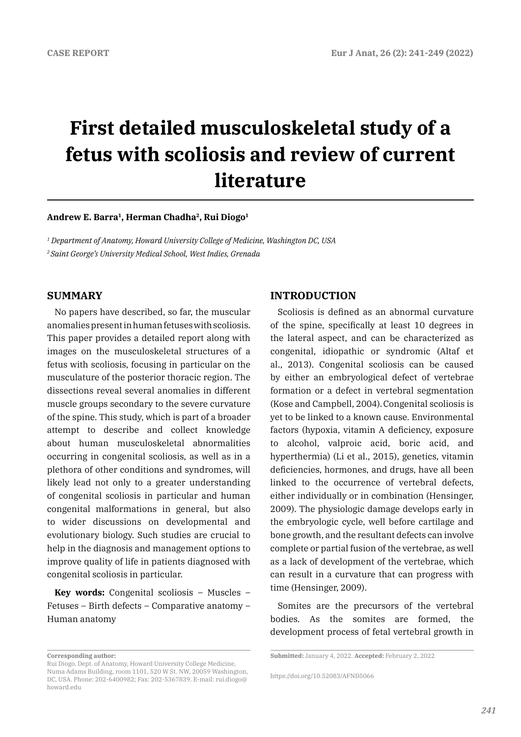CASE REPORT

# First detailed musculoskeletal study of a fetus with scoliosis and review of current literature

**Andrew E. Barra[1], Herman Chadha[2], Rui Diogo[1]**

*[1] Department of Anatomy, Howard University College of Medicine, Washington DC, USA*
*[2] Saint George's University Medical School, West Indies, Grenada*

## SUMMARY

No papers have described, so far, the muscular anomalies present in human fetuses with scoliosis. This paper provides a detailed report along with images on the musculoskeletal structures of a fetus with scoliosis, focusing in particular on the musculature of the posterior thoracic region. The dissections reveal several anomalies in different muscle groups secondary to the severe curvature of the spine. This study, which is part of a broader attempt to describe and collect knowledge about human musculoskeletal abnormalities occurring in congenital scoliosis, as well as in a plethora of other conditions and syndromes, will likely lead not only to a greater understanding of congenital scoliosis in particular and human congenital malformations in general, but also to wider discussions on developmental and evolutionary biology. Such studies are crucial to help in the diagnosis and management options to improve quality of life in patients diagnosed with congenital scoliosis in particular.

**Key words:** Congenital scoliosis – Muscles – Fetuses – Birth defects – Comparative anatomy – Human anatomy

**Corresponding author:**
Rui Diogo. Dept. of Anatomy, Howard University College Medicine, Numa Adams Building, room 1101, 520 W St. NW, 20059 Washington, DC, USA. Phone: 202-6400982; Fax: 202-5367839. E-mail: rui.diogo@howard.edu

## INTRODUCTION

Scoliosis is defined as an abnormal curvature of the spine, specifically at least 10 degrees in the lateral aspect, and can be characterized as congenital, idiopathic or syndromic (Altaf et al., 2013). Congenital scoliosis can be caused by either an embryological defect of vertebrae formation or a defect in vertebral segmentation (Kose and Campbell, 2004). Congenital scoliosis is yet to be linked to a known cause. Environmental factors (hypoxia, vitamin A deficiency, exposure to alcohol, valproic acid, boric acid, and hyperthermia) (Li et al., 2015), genetics, vitamin deficiencies, hormones, and drugs, have all been linked to the occurrence of vertebral defects, either individually or in combination (Hensinger, 2009). The physiologic damage develops early in the embryologic cycle, well before cartilage and bone growth, and the resultant defects can involve complete or partial fusion of the vertebrae, as well as a lack of development of the vertebrae, which can result in a curvature that can progress with time (Hensinger, 2009).

Somites are the precursors of the vertebral bodies. As the somites are formed, the development process of fetal vertebral growth in

**Submitted:** January 4, 2022. **Accepted:** February 2, 2022

https://doi.org/10.52083/AFND5066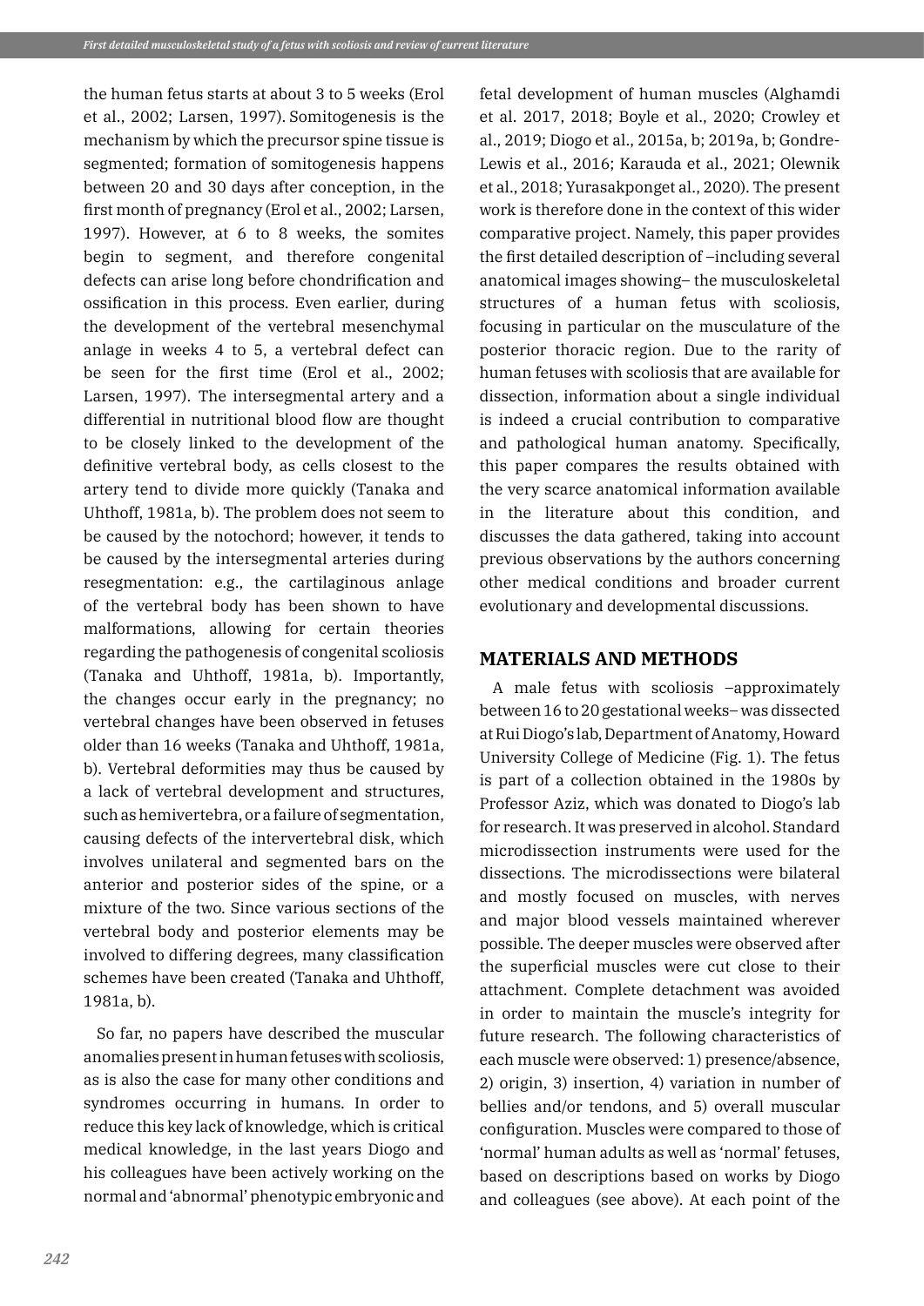the human fetus starts at about 3 to 5 weeks (Erol et al., 2002; Larsen, 1997). Somitogenesis is the mechanism by which the precursor spine tissue is segmented; formation of somitogenesis happens between 20 and 30 days after conception, in the first month of pregnancy (Erol et al., 2002; Larsen, 1997). However, at 6 to 8 weeks, the somites begin to segment, and therefore congenital defects can arise long before chondrification and ossification in this process. Even earlier, during the development of the vertebral mesenchymal anlage in weeks 4 to 5, a vertebral defect can be seen for the first time (Erol et al., 2002; Larsen, 1997). The intersegmental artery and a differential in nutritional blood flow are thought to be closely linked to the development of the definitive vertebral body, as cells closest to the artery tend to divide more quickly (Tanaka and Uhthoff, 1981a, b). The problem does not seem to be caused by the notochord; however, it tends to be caused by the intersegmental arteries during resegmentation: e.g., the cartilaginous anlage of the vertebral body has been shown to have malformations, allowing for certain theories regarding the pathogenesis of congenital scoliosis (Tanaka and Uhthoff, 1981a, b). Importantly, the changes occur early in the pregnancy; no vertebral changes have been observed in fetuses older than 16 weeks (Tanaka and Uhthoff, 1981a, b). Vertebral deformities may thus be caused by a lack of vertebral development and structures, such as hemivertebra, or a failure of segmentation, causing defects of the intervertebral disk, which involves unilateral and segmented bars on the anterior and posterior sides of the spine, or a mixture of the two. Since various sections of the vertebral body and posterior elements may be involved to differing degrees, many classification schemes have been created (Tanaka and Uhthoff, 1981a, b).

So far, no papers have described the muscular anomalies present in human fetuses with scoliosis, as is also the case for many other conditions and syndromes occurring in humans. In order to reduce this key lack of knowledge, which is critical medical knowledge, in the last years Diogo and his colleagues have been actively working on the normal and 'abnormal' phenotypic embryonic and fetal development of human muscles (Alghamdi et al. 2017, 2018; Boyle et al., 2020; Crowley et al., 2019; Diogo et al., 2015a, b; 2019a, b; Gondre-Lewis et al., 2016; Karauda et al., 2021; Olewnik et al., 2018; Yurasakponget al., 2020). The present work is therefore done in the context of this wider comparative project. Namely, this paper provides the first detailed description of –including several anatomical images showing– the musculoskeletal structures of a human fetus with scoliosis, focusing in particular on the musculature of the posterior thoracic region. Due to the rarity of human fetuses with scoliosis that are available for dissection, information about a single individual is indeed a crucial contribution to comparative and pathological human anatomy. Specifically, this paper compares the results obtained with the very scarce anatomical information available in the literature about this condition, and discusses the data gathered, taking into account previous observations by the authors concerning other medical conditions and broader current evolutionary and developmental discussions.

## MATERIALS AND METHODS

A male fetus with scoliosis –approximately between 16 to 20 gestational weeks– was dissected at Rui Diogo's lab, Department of Anatomy, Howard University College of Medicine (Fig. 1). The fetus is part of a collection obtained in the 1980s by Professor Aziz, which was donated to Diogo's lab for research. It was preserved in alcohol. Standard microdissection instruments were used for the dissections. The microdissections were bilateral and mostly focused on muscles, with nerves and major blood vessels maintained wherever possible. The deeper muscles were observed after the superficial muscles were cut close to their attachment. Complete detachment was avoided in order to maintain the muscle's integrity for future research. The following characteristics of each muscle were observed: 1) presence/absence, 2) origin, 3) insertion, 4) variation in number of bellies and/or tendons, and 5) overall muscular configuration. Muscles were compared to those of 'normal' human adults as well as 'normal' fetuses, based on descriptions based on works by Diogo and colleagues (see above). At each point of the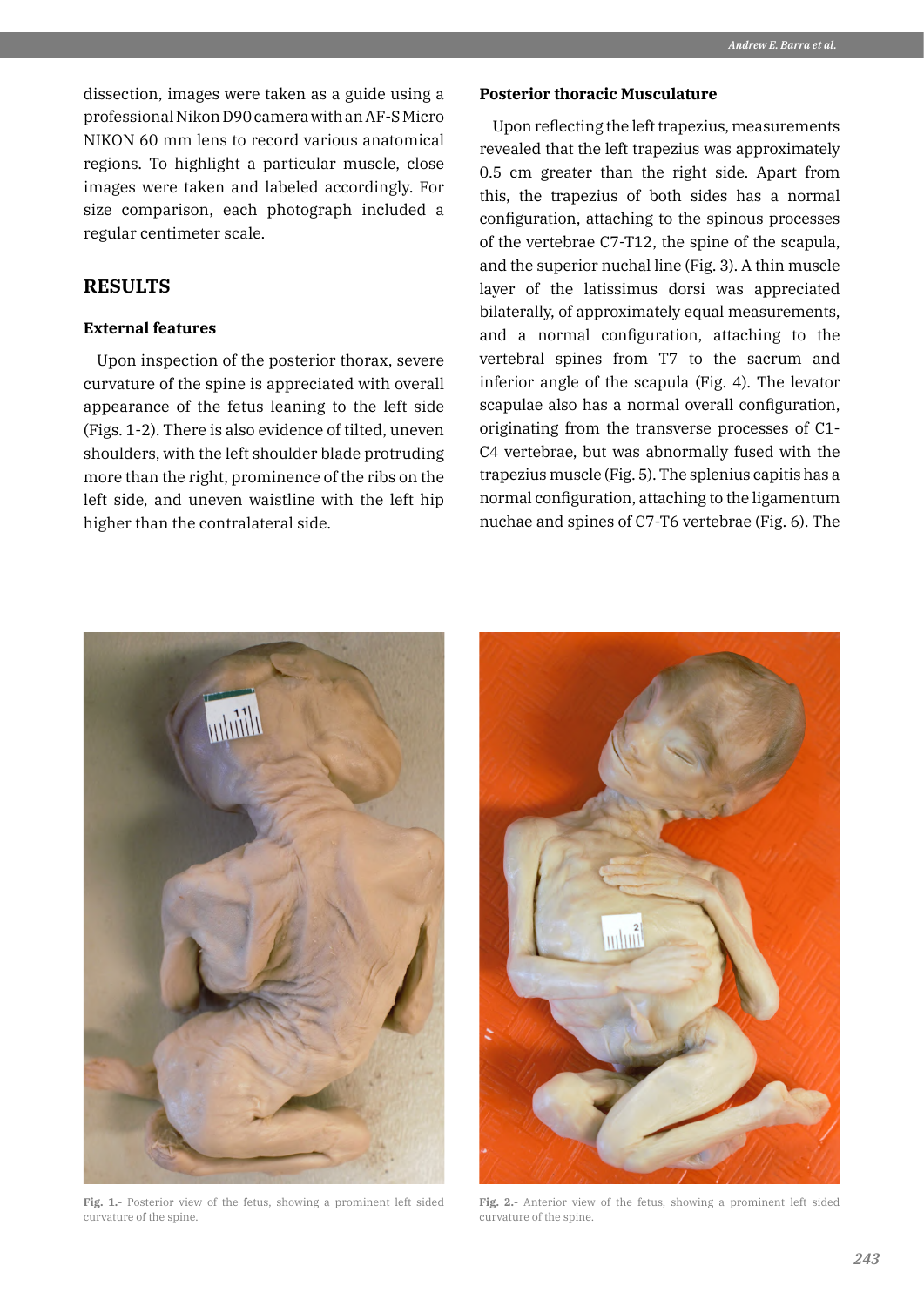dissection, images were taken as a guide using a professional Nikon D90 camera with an AF-S Micro NIKON 60 mm lens to record various anatomical regions. To highlight a particular muscle, close images were taken and labeled accordingly. For size comparison, each photograph included a regular centimeter scale.

## RESULTS

### External features

Upon inspection of the posterior thorax, severe curvature of the spine is appreciated with overall appearance of the fetus leaning to the left side (Figs. 1-2). There is also evidence of tilted, uneven shoulders, with the left shoulder blade protruding more than the right, prominence of the ribs on the left side, and uneven waistline with the left hip higher than the contralateral side.

### Posterior thoracic Musculature

Upon reflecting the left trapezius, measurements revealed that the left trapezius was approximately 0.5 cm greater than the right side. Apart from this, the trapezius of both sides has a normal configuration, attaching to the spinous processes of the vertebrae C7-T12, the spine of the scapula, and the superior nuchal line (Fig. 3). A thin muscle layer of the latissimus dorsi was appreciated bilaterally, of approximately equal measurements, and a normal configuration, attaching to the vertebral spines from T7 to the sacrum and inferior angle of the scapula (Fig. 4). The levator scapulae also has a normal overall configuration, originating from the transverse processes of C1-C4 vertebrae, but was abnormally fused with the trapezius muscle (Fig. 5). The splenius capitis has a normal configuration, attaching to the ligamentum nuchae and spines of C7-T6 vertebrae (Fig. 6). The

**Fig. 1.-** Posterior view of the fetus, showing a prominent left sided curvature of the spine.

**Fig. 2.-** Anterior view of the fetus, showing a prominent left sided curvature of the spine.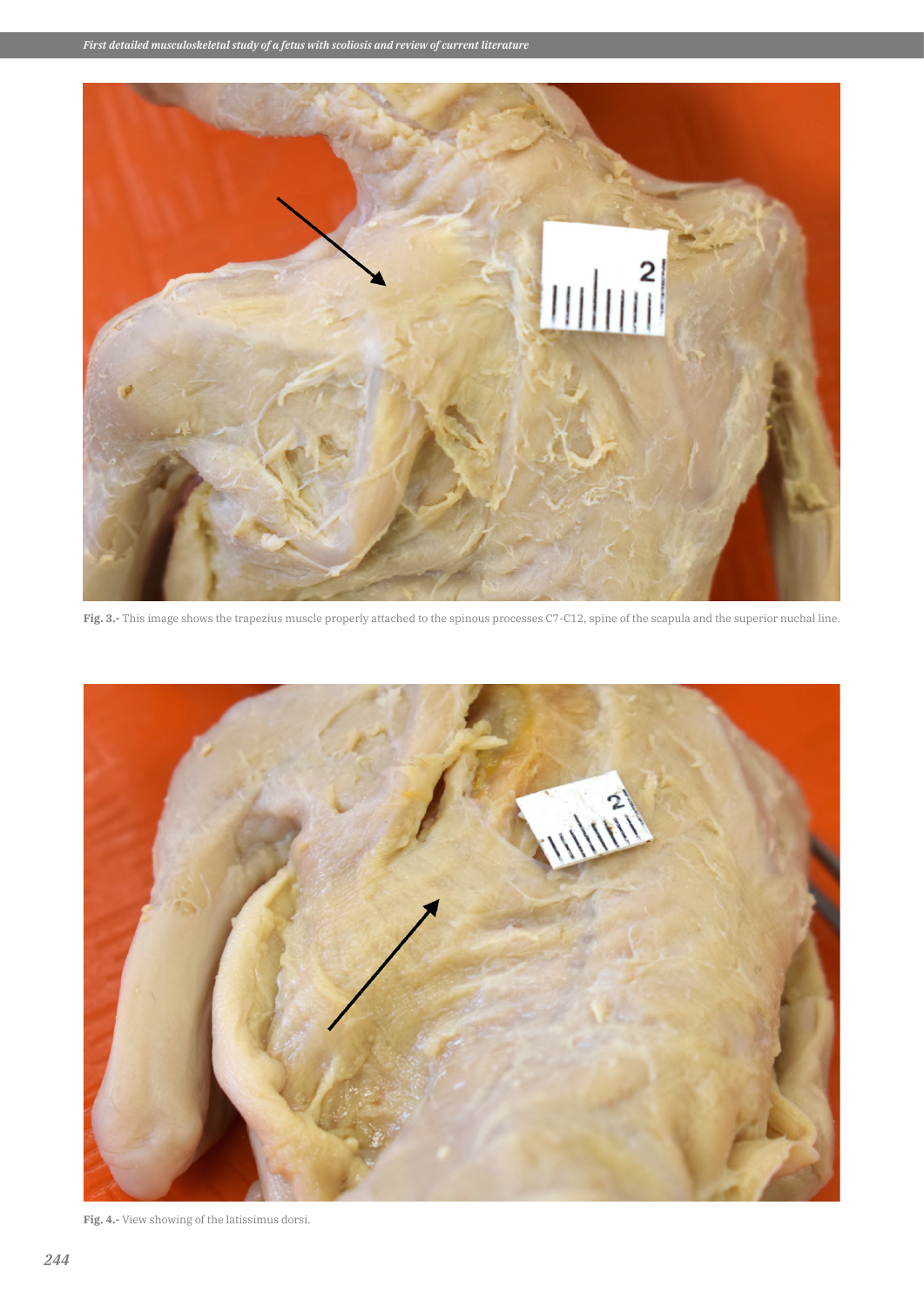Fig. 3.- This image shows the trapezius muscle properly attached to the spinous processes C7-C12, spine of the scapula and the superior nuchal line.

Fig. 4.- View showing of the latissimus dorsi.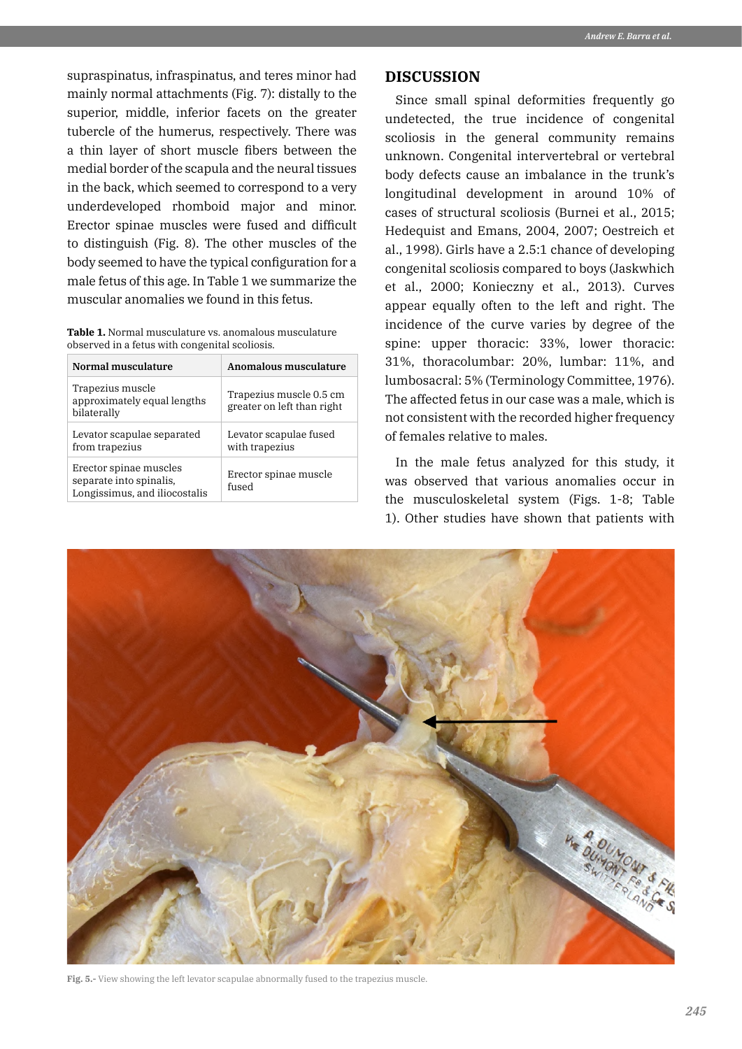supraspinatus, infraspinatus, and teres minor had mainly normal attachments (Fig. 7): distally to the superior, middle, inferior facets on the greater tubercle of the humerus, respectively. There was a thin layer of short muscle fibers between the medial border of the scapula and the neural tissues in the back, which seemed to correspond to a very underdeveloped rhomboid major and minor. Erector spinae muscles were fused and difficult to distinguish (Fig. 8). The other muscles of the body seemed to have the typical configuration for a male fetus of this age. In Table 1 we summarize the muscular anomalies we found in this fetus.

**Table 1.** Normal musculature vs. anomalous musculature observed in a fetus with congenital scoliosis.

| Normal musculature | Anomalous musculature |
|---|---|
| Trapezius muscle approximately equal lengths bilaterally | Trapezius muscle 0.5 cm greater on left than right |
| Levator scapulae separated from trapezius | Levator scapulae fused with trapezius |
| Erector spinae muscles separate into spinalis, Longissimus, and iliocostalis | Erector spinae muscle fused |

## DISCUSSION

Since small spinal deformities frequently go undetected, the true incidence of congenital scoliosis in the general community remains unknown. Congenital intervertebral or vertebral body defects cause an imbalance in the trunk's longitudinal development in around 10% of cases of structural scoliosis (Burnei et al., 2015; Hedequist and Emans, 2004, 2007; Oestreich et al., 1998). Girls have a 2.5:1 chance of developing congenital scoliosis compared to boys (Jaskwhich et al., 2000; Konieczny et al., 2013). Curves appear equally often to the left and right. The incidence of the curve varies by degree of the spine: upper thoracic: 33%, lower thoracic: 31%, thoracolumbar: 20%, lumbar: 11%, and lumbosacral: 5% (Terminology Committee, 1976). The affected fetus in our case was a male, which is not consistent with the recorded higher frequency of females relative to males.

In the male fetus analyzed for this study, it was observed that various anomalies occur in the musculoskeletal system (Figs. 1-8; Table 1). Other studies have shown that patients with

**Fig. 5.-** View showing the left levator scapulae abnormally fused to the trapezius muscle.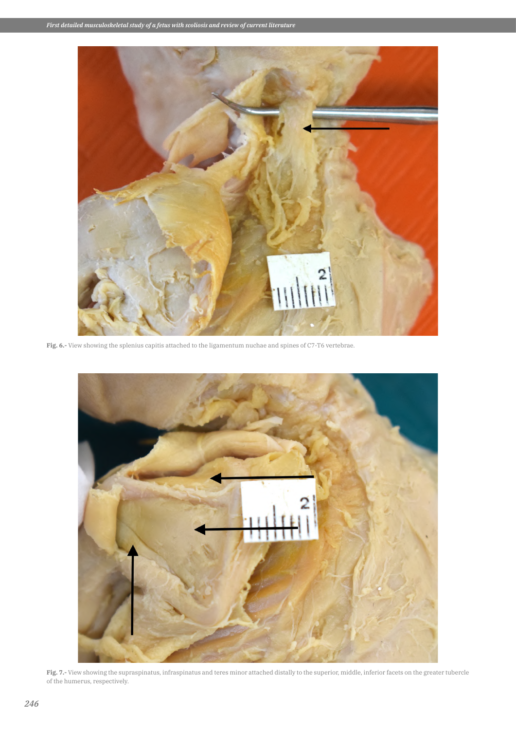Fig. 6.- View showing the splenius capitis attached to the ligamentum nuchae and spines of C7-T6 vertebrae.

Fig. 7.- View showing the supraspinatus, infraspinatus and teres minor attached distally to the superior, middle, inferior facets on the greater tubercle of the humerus, respectively.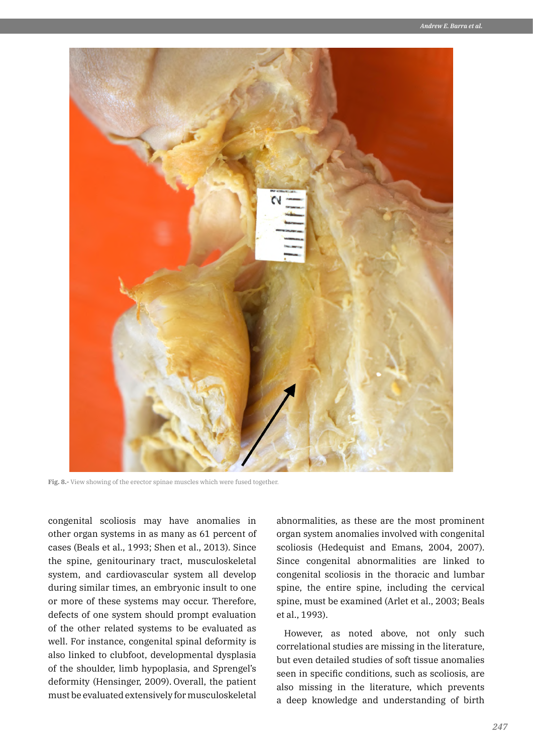Fig. 8.- View showing of the erector spinae muscles which were fused together.

congenital scoliosis may have anomalies in other organ systems in as many as 61 percent of cases (Beals et al., 1993; Shen et al., 2013). Since the spine, genitourinary tract, musculoskeletal system, and cardiovascular system all develop during similar times, an embryonic insult to one or more of these systems may occur. Therefore, defects of one system should prompt evaluation of the other related systems to be evaluated as well. For instance, congenital spinal deformity is also linked to clubfoot, developmental dysplasia of the shoulder, limb hypoplasia, and Sprengel's deformity (Hensinger, 2009). Overall, the patient must be evaluated extensively for musculoskeletal abnormalities, as these are the most prominent organ system anomalies involved with congenital scoliosis (Hedequist and Emans, 2004, 2007). Since congenital abnormalities are linked to congenital scoliosis in the thoracic and lumbar spine, the entire spine, including the cervical spine, must be examined (Arlet et al., 2003; Beals et al., 1993).

However, as noted above, not only such correlational studies are missing in the literature, but even detailed studies of soft tissue anomalies seen in specific conditions, such as scoliosis, are also missing in the literature, which prevents a deep knowledge and understanding of birth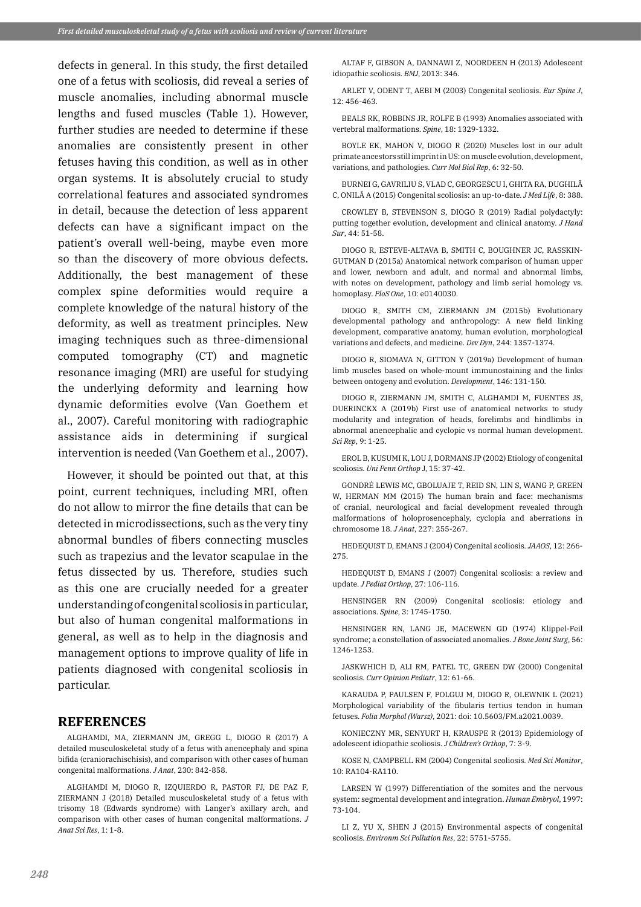defects in general. In this study, the first detailed one of a fetus with scoliosis, did reveal a series of muscle anomalies, including abnormal muscle lengths and fused muscles (Table 1). However, further studies are needed to determine if these anomalies are consistently present in other fetuses having this condition, as well as in other organ systems. It is absolutely crucial to study correlational features and associated syndromes in detail, because the detection of less apparent defects can have a significant impact on the patient's overall well-being, maybe even more so than the discovery of more obvious defects. Additionally, the best management of these complex spine deformities would require a complete knowledge of the natural history of the deformity, as well as treatment principles. New imaging techniques such as three-dimensional computed tomography (CT) and magnetic resonance imaging (MRI) are useful for studying the underlying deformity and learning how dynamic deformities evolve (Van Goethem et al., 2007). Careful monitoring with radiographic assistance aids in determining if surgical intervention is needed (Van Goethem et al., 2007).

However, it should be pointed out that, at this point, current techniques, including MRI, often do not allow to mirror the fine details that can be detected in microdissections, such as the very tiny abnormal bundles of fibers connecting muscles such as trapezius and the levator scapulae in the fetus dissected by us. Therefore, studies such as this one are crucially needed for a greater understanding of congenital scoliosis in particular, but also of human congenital malformations in general, as well as to help in the diagnosis and management options to improve quality of life in patients diagnosed with congenital scoliosis in particular.

## REFERENCES

ALGHAMDI, MA, ZIERMANN JM, GREGG L, DIOGO R (2017) A detailed musculoskeletal study of a fetus with anencephaly and spina bifida (craniorachischisis), and comparison with other cases of human congenital malformations. *J Anat*, 230: 842-858.

ALGHAMDI M, DIOGO R, IZQUIERDO R, PASTOR FJ, DE PAZ F, ZIERMANN J (2018) Detailed musculoskeletal study of a fetus with trisomy 18 (Edwards syndrome) with Langer's axillary arch, and comparison with other cases of human congenital malformations. *J Anat Sci Res*, 1: 1-8.

ALTAF F, GIBSON A, DANNAWI Z, NOORDEEN H (2013) Adolescent idiopathic scoliosis. *BMJ*, 2013: 346.

ARLET V, ODENT T, AEBI M (2003) Congenital scoliosis. *Eur Spine J*, 12: 456-463.

BEALS RK, ROBBINS JR, ROLFE B (1993) Anomalies associated with vertebral malformations. *Spine*, 18: 1329-1332.

BOYLE EK, MAHON V, DIOGO R (2020) Muscles lost in our adult primate ancestors still imprint in US: on muscle evolution, development, variations, and pathologies. *Curr Mol Biol Rep*, 6: 32-50.

BURNEI G, GAVRILIU S, VLAD C, GEORGESCU I, GHITA RA, DUGHILĂ C, ONILĂ A (2015) Congenital scoliosis: an up-to-date. *J Med Life*, 8: 388.

CROWLEY B, STEVENSON S, DIOGO R (2019) Radial polydactyly: putting together evolution, development and clinical anatomy. *J Hand Sur*, 44: 51-58.

DIOGO R, ESTEVE-ALTAVA B, SMITH C, BOUGHNER JC, RASSKIN-GUTMAN D (2015a) Anatomical network comparison of human upper and lower, newborn and adult, and normal and abnormal limbs, with notes on development, pathology and limb serial homology vs. homoplasy. *PloS One*, 10: e0140030.

DIOGO R, SMITH CM, ZIERMANN JM (2015b) Evolutionary developmental pathology and anthropology: A new field linking development, comparative anatomy, human evolution, morphological variations and defects, and medicine. *Dev Dyn*, 244: 1357-1374.

DIOGO R, SIOMAVA N, GITTON Y (2019a) Development of human limb muscles based on whole-mount immunostaining and the links between ontogeny and evolution. *Development*, 146: 131-150.

DIOGO R, ZIERMANN JM, SMITH C, ALGHAMDI M, FUENTES JS, DUERINCKX A (2019b) First use of anatomical networks to study modularity and integration of heads, forelimbs and hindlimbs in abnormal anencephalic and cyclopic vs normal human development. *Sci Rep*, 9: 1-25.

EROL B, KUSUMI K, LOU J, DORMANS JP (2002) Etiology of congenital scoliosis. *Uni Penn Orthop J*, 15: 37-42.

GONDRÉ LEWIS MC, GBOLUAJE T, REID SN, LIN S, WANG P, GREEN W, HERMAN MM (2015) The human brain and face: mechanisms of cranial, neurological and facial development revealed through malformations of holoprosencephaly, cyclopia and aberrations in chromosome 18. *J Anat*, 227: 255-267.

HEDEQUIST D, EMANS J (2004) Congenital scoliosis. *JAAOS*, 12: 266-275.

HEDEQUIST D, EMANS J (2007) Congenital scoliosis: a review and update. *J Pediat Orthop*, 27: 106-116.

HENSINGER RN (2009) Congenital scoliosis: etiology and associations. *Spine*, 3: 1745-1750.

HENSINGER RN, LANG JE, MACEWEN GD (1974) Klippel-Feil syndrome; a constellation of associated anomalies. *J Bone Joint Surg*, 56: 1246-1253.

JASKWHICH D, ALI RM, PATEL TC, GREEN DW (2000) Congenital scoliosis. *Curr Opinion Pediatr*, 12: 61-66.

KARAUDA P, PAULSEN F, POLGUJ M, DIOGO R, OLEWNIK L (2021) Morphological variability of the fibularis tertius tendon in human fetuses. *Folia Morphol (Warsz)*, 2021: doi: 10.5603/FM.a2021.0039.

KONIECZNY MR, SENYURT H, KRAUSPE R (2013) Epidemiology of adolescent idiopathic scoliosis. *J Children's Orthop*, 7: 3-9.

KOSE N, CAMPBELL RM (2004) Congenital scoliosis. *Med Sci Monitor*, 10: RA104-RA110.

LARSEN W (1997) Differentiation of the somites and the nervous system: segmental development and integration. *Human Embryol*, 1997: 73-104.

LI Z, YU X, SHEN J (2015) Environmental aspects of congenital scoliosis. *Environm Sci Pollution Res*, 22: 5751-5755.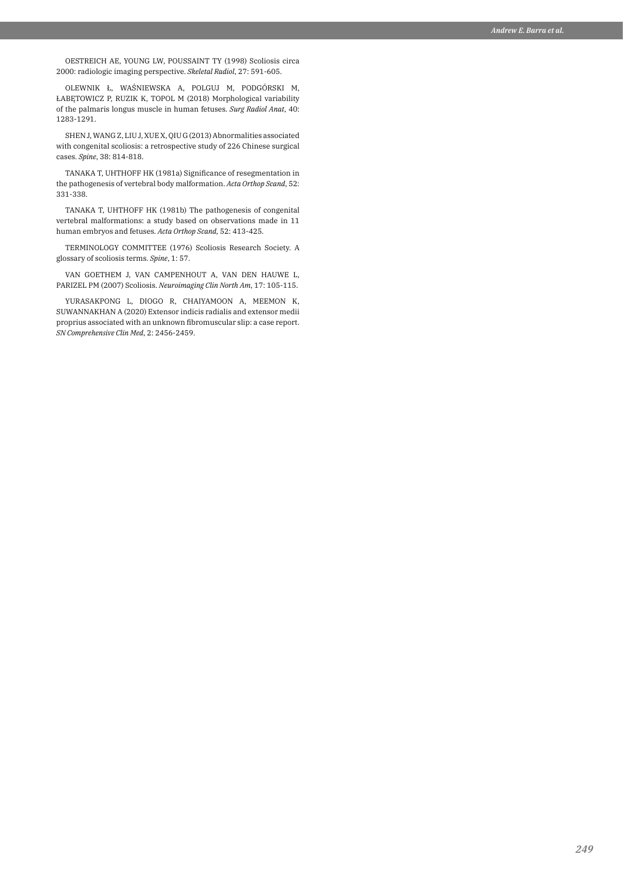OESTREICH AE, YOUNG LW, POUSSAINT TY (1998) Scoliosis circa 2000: radiologic imaging perspective. *Skeletal Radiol*, 27: 591-605.

OLEWNIK Ł, WAŚNIEWSKA A, POLGUJ M, PODGÓRSKI M, ŁABĘTOWICZ P, RUZIK K, TOPOL M (2018) Morphological variability of the palmaris longus muscle in human fetuses. *Surg Radiol Anat*, 40: 1283-1291.

SHEN J, WANG Z, LIU J, XUE X, QIU G (2013) Abnormalities associated with congenital scoliosis: a retrospective study of 226 Chinese surgical cases. *Spine*, 38: 814-818.

TANAKA T, UHTHOFF HK (1981a) Significance of resegmentation in the pathogenesis of vertebral body malformation. *Acta Orthop Scand*, 52: 331-338.

TANAKA T, UHTHOFF HK (1981b) The pathogenesis of congenital vertebral malformations: a study based on observations made in 11 human embryos and fetuses. *Acta Orthop Scand,* 52: 413-425.

TERMINOLOGY COMMITTEE (1976) Scoliosis Research Society. A glossary of scoliosis terms. *Spine*, 1: 57.

VAN GOETHEM J, VAN CAMPENHOUT A, VAN DEN HAUWE L, PARIZEL PM (2007) Scoliosis. *Neuroimaging Clin North Am*, 17: 105-115.

YURASAKPONG L, DIOGO R, CHAIYAMOON A, MEEMON K, SUWANNAKHAN A (2020) Extensor indicis radialis and extensor medii proprius associated with an unknown fibromuscular slip: a case report. *SN Comprehensive Clin Med*, 2: 2456-2459.